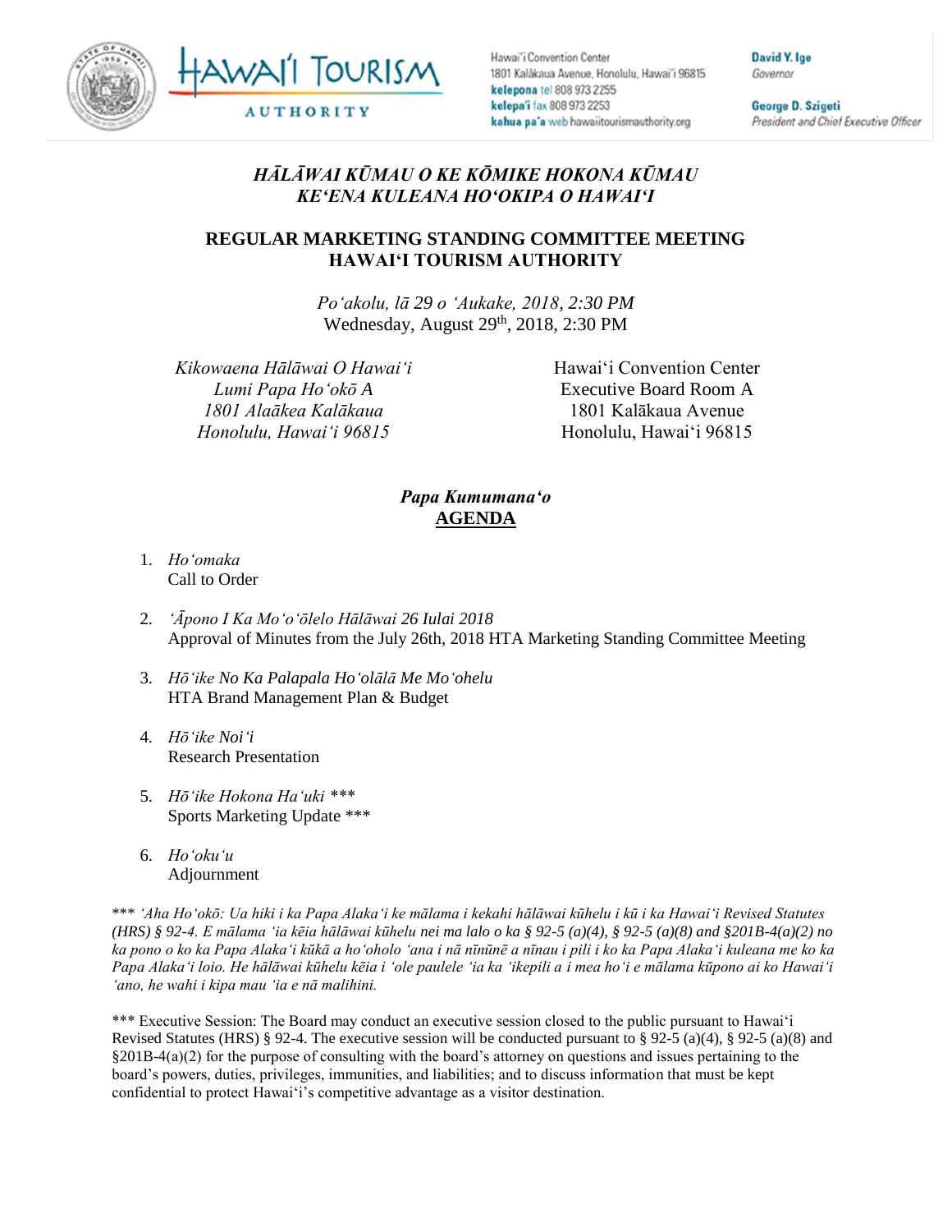Hawai'i Convention Center
1801 Kalākaua Avenue, Honolulu, Hawai'i 96815
**kelepona** tel 808 973 2255
**kelepa'i** fax 808 973 2253
**kahua pa'a** web hawaiitourismauthority.org

**David Y. Ige**
*Governor*

**George D. Szigeti**
*President and Chief Executive Officer*

## *HĀLĀWAI KŪMAU O KE KŌMIKE HOKONA KŪMAU KEʻENA KULEANA HOʻOKIPA O HAWAIʻI*

## REGULAR MARKETING STANDING COMMITTEE MEETING HAWAIʻI TOURISM AUTHORITY

*Poʻakolu, lā 29 o ʻAukake, 2018, 2:30 PM*
Wednesday, August 29th, 2018, 2:30 PM

*Kikowaena Hālāwai O Hawaiʻi*
*Lumi Papa Hoʻokō A*
*1801 Alaākea Kalākaua*
*Honolulu, Hawaiʻi 96815*

Hawaiʻi Convention Center
Executive Board Room A
1801 Kalākaua Avenue
Honolulu, Hawaiʻi 96815

### *Papa Kumumanaʻo*
### **AGENDA**

1. *Hoʻomaka*
   Call to Order
2. *ʻĀpono I Ka Moʻoʻōlelo Hālāwai 26 Iulai 2018*
   Approval of Minutes from the July 26th, 2018 HTA Marketing Standing Committee Meeting
3. *Hōʻike No Ka Palapala Hoʻolālā Me Moʻohelu*
   HTA Brand Management Plan & Budget
4. *Hōʻike Noiʻi*
   Research Presentation
5. *Hōʻike Hokona Haʻuki \*\*\**
   Sports Marketing Update \*\*\*
6. *Hoʻokuʻu*
   Adjournment

\*\*\* *ʻAha Hoʻokō: Ua hiki i ka Papa Alakaʻi ke mālama i kekahi hālāwai kūhelu i kū i ka Hawaiʻi Revised Statutes (HRS) § 92-4. E mālama ʻia kēia hālāwai kūhelu nei ma lalo o ka § 92-5 (a)(4), § 92-5 (a)(8) and §201B-4(a)(2) no ka pono o ko ka Papa Alakaʻi kūkā a hoʻoholo ʻana i nā nīnūnē a nīnau i pili i ko ka Papa Alakaʻi kuleana me ko ka Papa Alakaʻi loio. He hālāwai kūhelu kēia i ʻole paulele ʻia ka ʻikepili a i mea hoʻi e mālama kūpono ai ko Hawaiʻi ʻano, he wahi i kipa mau ʻia e nā malihini.*

\*\*\* Executive Session: The Board may conduct an executive session closed to the public pursuant to Hawaiʻi Revised Statutes (HRS) § 92-4. The executive session will be conducted pursuant to § 92-5 (a)(4), § 92-5 (a)(8) and §201B-4(a)(2) for the purpose of consulting with the board's attorney on questions and issues pertaining to the board's powers, duties, privileges, immunities, and liabilities; and to discuss information that must be kept confidential to protect Hawaiʻi's competitive advantage as a visitor destination.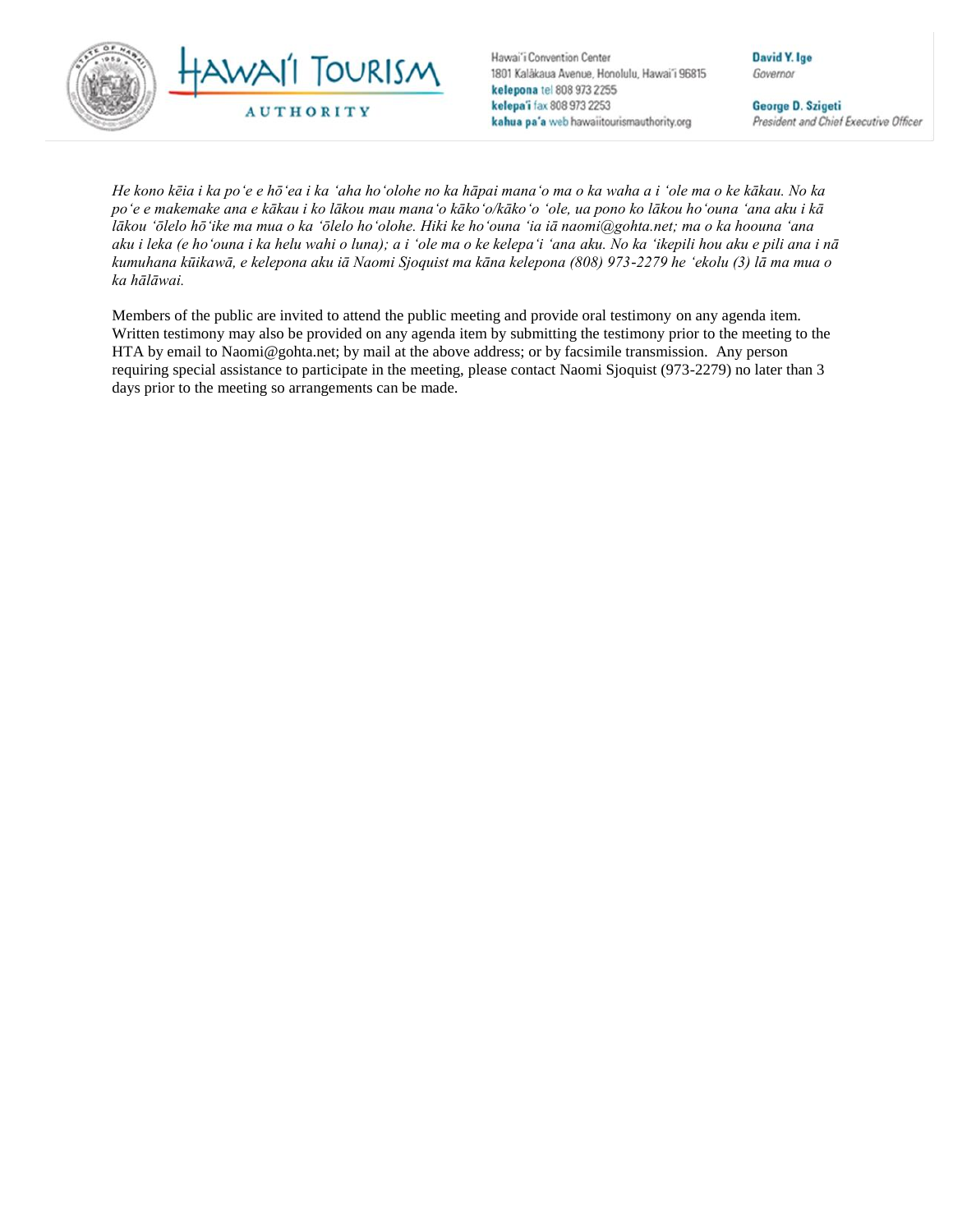Hawaiʻi Convention Center
1801 Kalākaua Avenue, Honolulu, Hawaiʻi 96815
**kelepona** tel 808 973 2255
**kelepaʻi** fax 808 973 2253
**kahua paʻa** web hawaiitourismauthority.org

**David Y. Ige**
*Governor*

**George D. Szigeti**
*President and Chief Executive Officer*

*He kono kēia i ka poʻe e hōʻea i ka ʻaha hoʻolohe no ka hāpai manaʻo ma o ka waha a i ʻole ma o ke kākau. No ka poʻe e makemake ana e kākau i ko lākou mau manaʻo kākoʻo/kākoʻo ʻole, ua pono ko lākou hoʻouna ʻana aku i kā lākou ʻōlelo hōʻike ma mua o ka ʻōlelo hoʻolohe. Hiki ke hoʻouna ʻia iā naomi@gohta.net; ma o ka hoouna ʻana aku i leka (e hoʻouna i ka helu wahi o luna); a i ʻole ma o ke kelepaʻi ʻana aku. No ka ʻikepili hou aku e pili ana i nā kumuhana kūikawā, e kelepona aku iā Naomi Sjoquist ma kāna kelepona (808) 973-2279 he ʻekolu (3) lā ma mua o ka hālāwai.*

Members of the public are invited to attend the public meeting and provide oral testimony on any agenda item. Written testimony may also be provided on any agenda item by submitting the testimony prior to the meeting to the HTA by email to Naomi@gohta.net; by mail at the above address; or by facsimile transmission. Any person requiring special assistance to participate in the meeting, please contact Naomi Sjoquist (973-2279) no later than 3 days prior to the meeting so arrangements can be made.